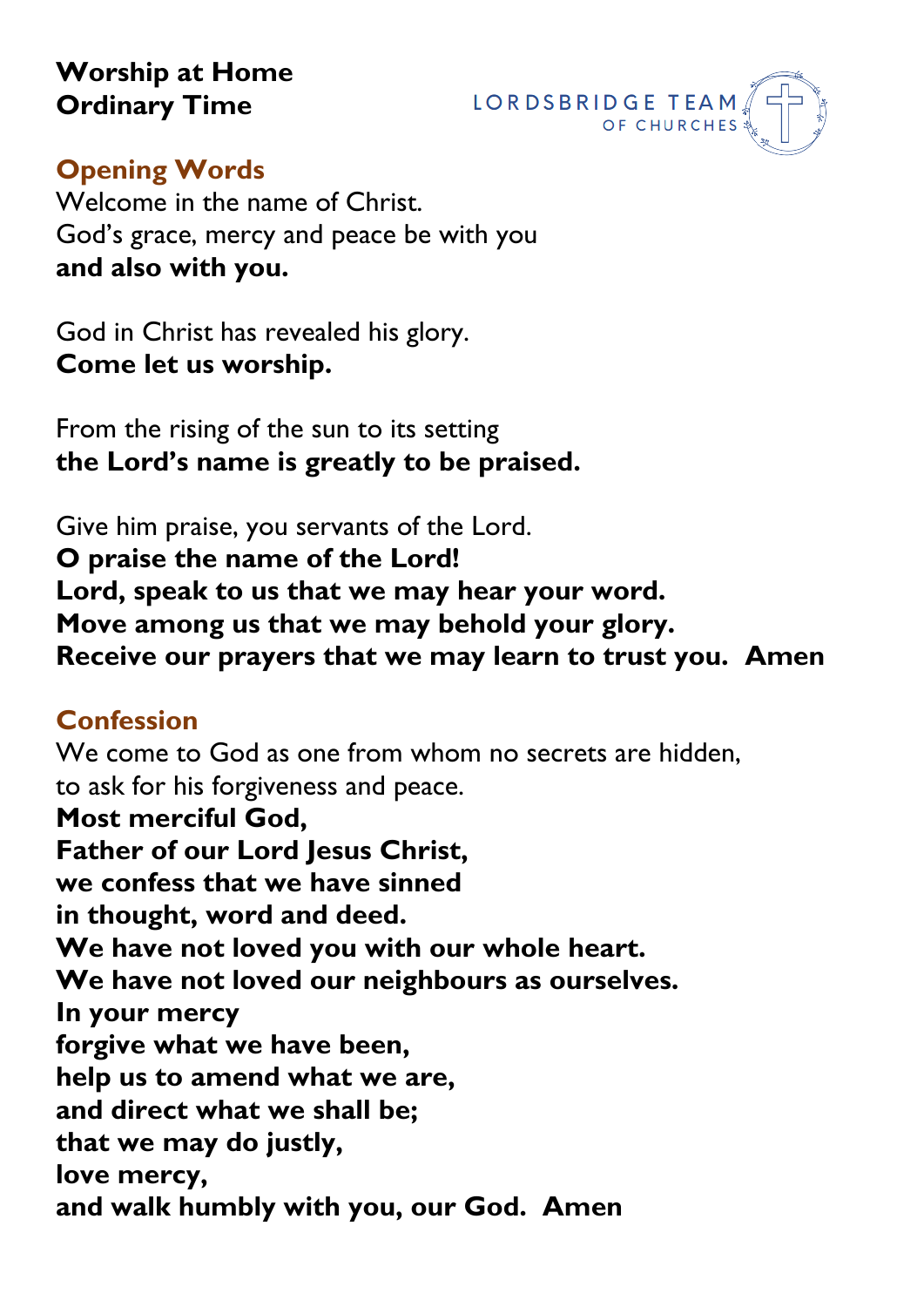**Worship at Home**
**Ordinary Time**

LORDSBRIDGE TEAM OF CHURCHES

## Opening Words

Welcome in the name of Christ.
God's grace, mercy and peace be with you
**and also with you.**

God in Christ has revealed his glory.
**Come let us worship.**

From the rising of the sun to its setting
**the Lord's name is greatly to be praised.**

Give him praise, you servants of the Lord.
**O praise the name of the Lord!**
**Lord, speak to us that we may hear your word.**
**Move among us that we may behold your glory.**
**Receive our prayers that we may learn to trust you. Amen**

## Confession

We come to God as one from whom no secrets are hidden,
to ask for his forgiveness and peace.
**Most merciful God,**
**Father of our Lord Jesus Christ,**
**we confess that we have sinned**
**in thought, word and deed.**
**We have not loved you with our whole heart.**
**We have not loved our neighbours as ourselves.**
**In your mercy**
**forgive what we have been,**
**help us to amend what we are,**
**and direct what we shall be;**
**that we may do justly,**
**love mercy,**
**and walk humbly with you, our God. Amen**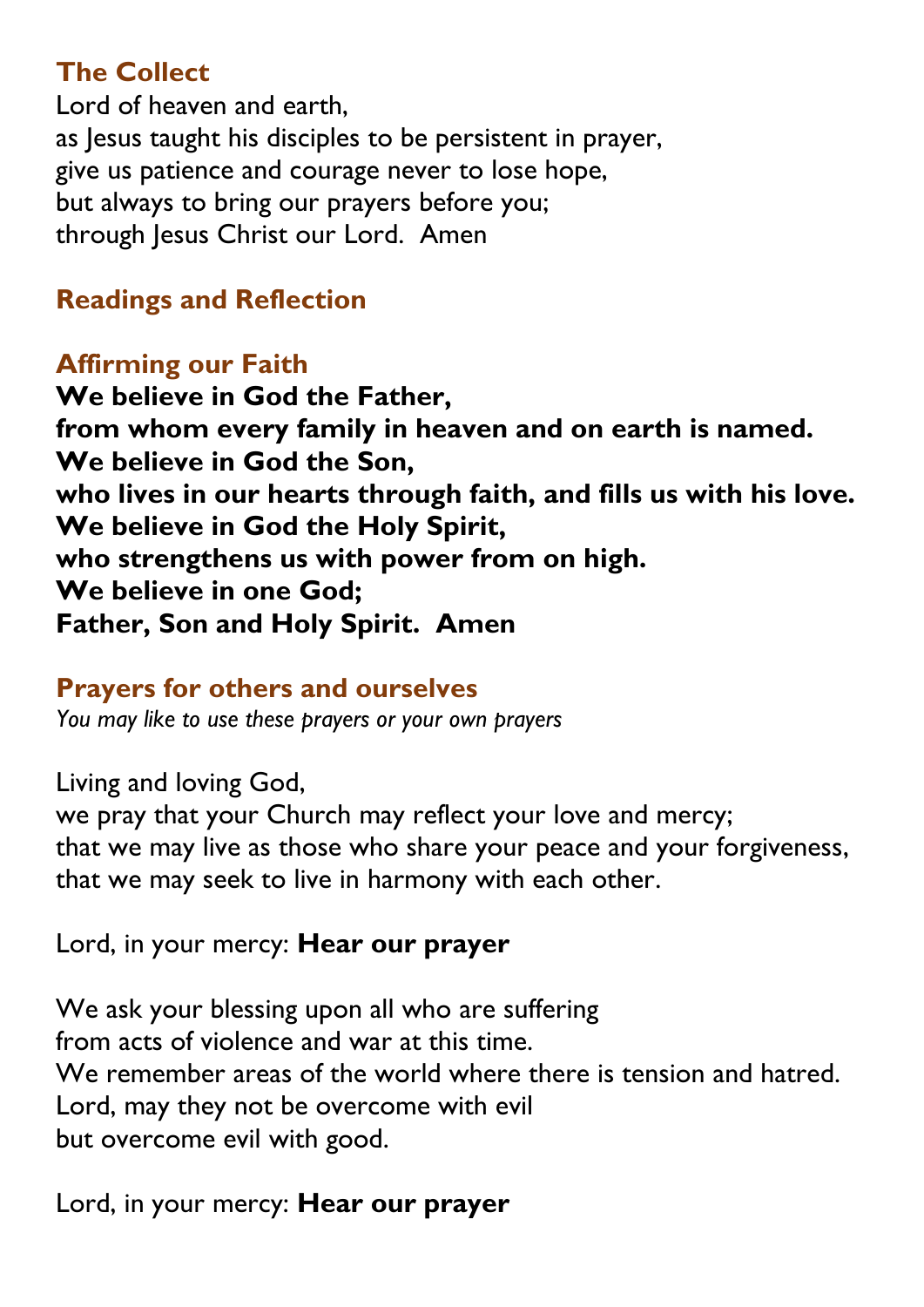## The Collect

Lord of heaven and earth,
as Jesus taught his disciples to be persistent in prayer,
give us patience and courage never to lose hope,
but always to bring our prayers before you;
through Jesus Christ our Lord. Amen

## Readings and Reflection

## Affirming our Faith

**We believe in God the Father,**
**from whom every family in heaven and on earth is named.**
**We believe in God the Son,**
**who lives in our hearts through faith, and fills us with his love.**
**We believe in God the Holy Spirit,**
**who strengthens us with power from on high.**
**We believe in one God;**
**Father, Son and Holy Spirit. Amen**

## Prayers for others and ourselves

*You may like to use these prayers or your own prayers*

Living and loving God,
we pray that your Church may reflect your love and mercy;
that we may live as those who share your peace and your forgiveness,
that we may seek to live in harmony with each other.

Lord, in your mercy: **Hear our prayer**

We ask your blessing upon all who are suffering
from acts of violence and war at this time.
We remember areas of the world where there is tension and hatred.
Lord, may they not be overcome with evil
but overcome evil with good.

Lord, in your mercy: **Hear our prayer**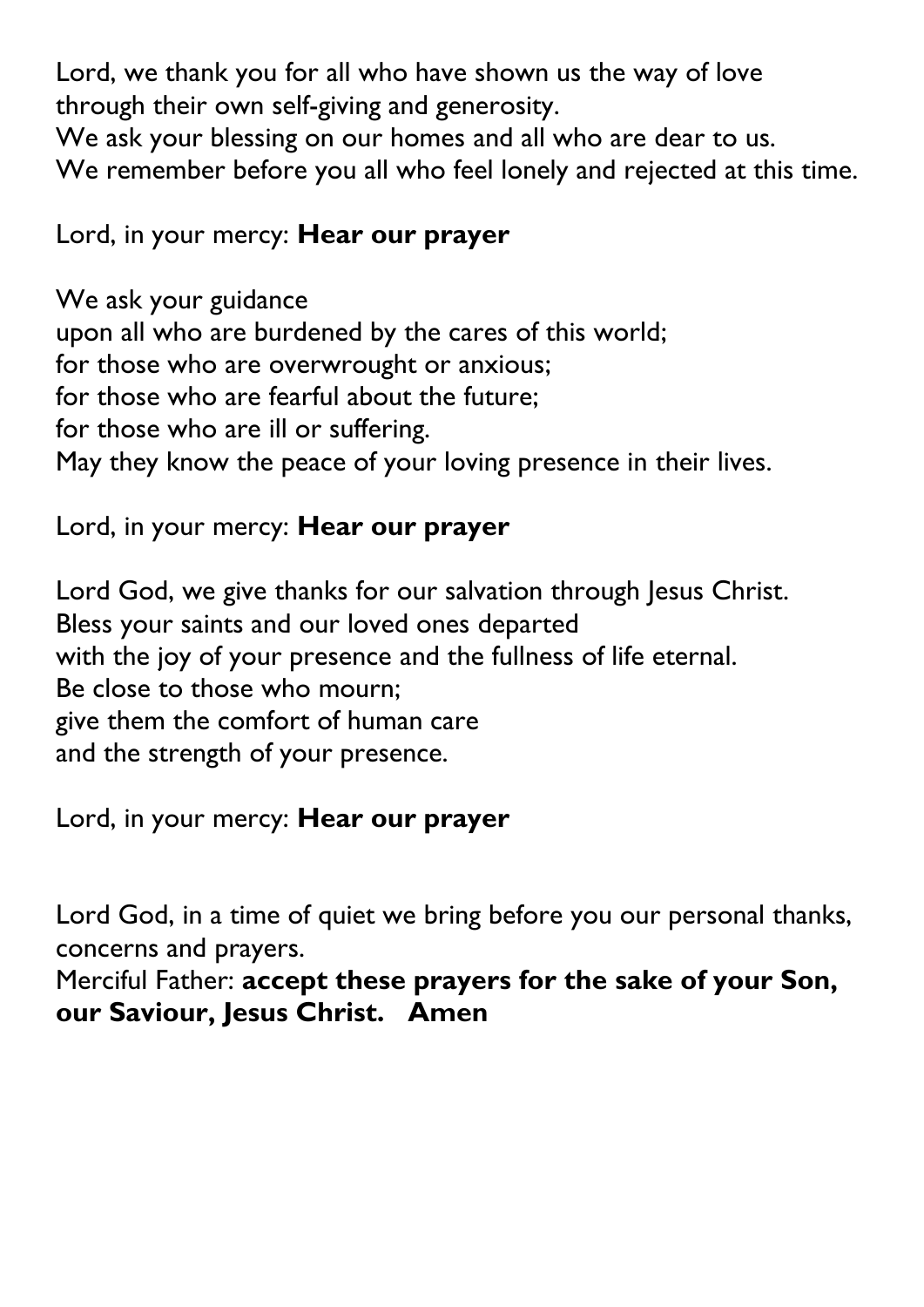Lord, we thank you for all who have shown us the way of love
through their own self-giving and generosity.
We ask your blessing on our homes and all who are dear to us.
We remember before you all who feel lonely and rejected at this time.

Lord, in your mercy: **Hear our prayer**

We ask your guidance
upon all who are burdened by the cares of this world;
for those who are overwrought or anxious;
for those who are fearful about the future;
for those who are ill or suffering.
May they know the peace of your loving presence in their lives.

Lord, in your mercy: **Hear our prayer**

Lord God, we give thanks for our salvation through Jesus Christ.
Bless your saints and our loved ones departed
with the joy of your presence and the fullness of life eternal.
Be close to those who mourn;
give them the comfort of human care
and the strength of your presence.

Lord, in your mercy: **Hear our prayer**

Lord God, in a time of quiet we bring before you our personal thanks, concerns and prayers.
Merciful Father: **accept these prayers for the sake of your Son, our Saviour, Jesus Christ. Amen**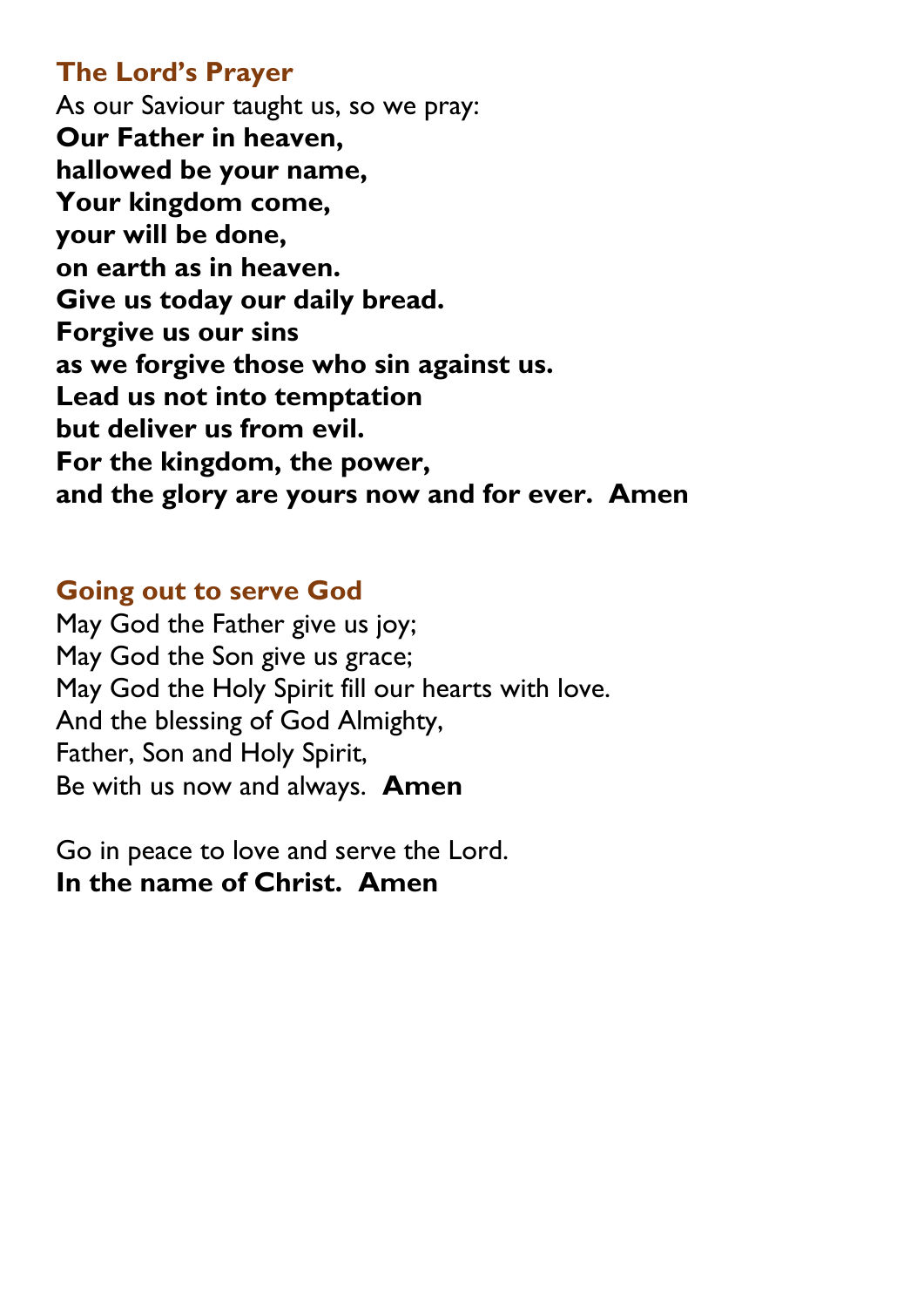## The Lord's Prayer

As our Saviour taught us, so we pray:
**Our Father in heaven,**
**hallowed be your name,**
**Your kingdom come,**
**your will be done,**
**on earth as in heaven.**
**Give us today our daily bread.**
**Forgive us our sins**
**as we forgive those who sin against us.**
**Lead us not into temptation**
**but deliver us from evil.**
**For the kingdom, the power,**
**and the glory are yours now and for ever. Amen**

## Going out to serve God

May God the Father give us joy;
May God the Son give us grace;
May God the Holy Spirit fill our hearts with love.
And the blessing of God Almighty,
Father, Son and Holy Spirit,
Be with us now and always. **Amen**

Go in peace to love and serve the Lord.
**In the name of Christ. Amen**